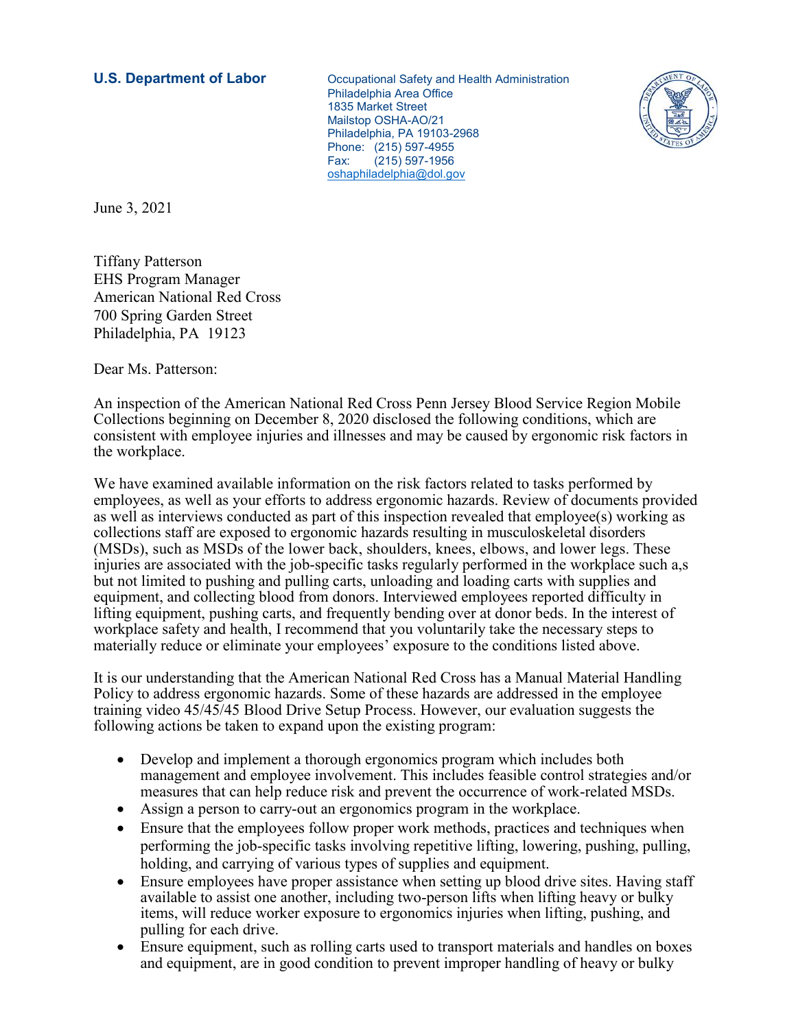**U.S. Department of Labor**

Occupational Safety and Health Administration
Philadelphia Area Office
1835 Market Street
Mailstop OSHA-AO/21
Philadelphia, PA 19103-2968
Phone: (215) 597-4955
Fax: (215) 597-1956
oshaphiladelphia@dol.gov

June 3, 2021

Tiffany Patterson
EHS Program Manager
American National Red Cross
700 Spring Garden Street
Philadelphia, PA 19123

Dear Ms. Patterson:

An inspection of the American National Red Cross Penn Jersey Blood Service Region Mobile Collections beginning on December 8, 2020 disclosed the following conditions, which are consistent with employee injuries and illnesses and may be caused by ergonomic risk factors in the workplace.

We have examined available information on the risk factors related to tasks performed by employees, as well as your efforts to address ergonomic hazards. Review of documents provided as well as interviews conducted as part of this inspection revealed that employee(s) working as collections staff are exposed to ergonomic hazards resulting in musculoskeletal disorders (MSDs), such as MSDs of the lower back, shoulders, knees, elbows, and lower legs. These injuries are associated with the job-specific tasks regularly performed in the workplace such a,s but not limited to pushing and pulling carts, unloading and loading carts with supplies and equipment, and collecting blood from donors. Interviewed employees reported difficulty in lifting equipment, pushing carts, and frequently bending over at donor beds. In the interest of workplace safety and health, I recommend that you voluntarily take the necessary steps to materially reduce or eliminate your employees' exposure to the conditions listed above.

It is our understanding that the American National Red Cross has a Manual Material Handling Policy to address ergonomic hazards. Some of these hazards are addressed in the employee training video 45/45/45 Blood Drive Setup Process. However, our evaluation suggests the following actions be taken to expand upon the existing program:

- Develop and implement a thorough ergonomics program which includes both management and employee involvement. This includes feasible control strategies and/or measures that can help reduce risk and prevent the occurrence of work-related MSDs.
- Assign a person to carry-out an ergonomics program in the workplace.
- Ensure that the employees follow proper work methods, practices and techniques when performing the job-specific tasks involving repetitive lifting, lowering, pushing, pulling, holding, and carrying of various types of supplies and equipment.
- Ensure employees have proper assistance when setting up blood drive sites. Having staff available to assist one another, including two-person lifts when lifting heavy or bulky items, will reduce worker exposure to ergonomics injuries when lifting, pushing, and pulling for each drive.
- Ensure equipment, such as rolling carts used to transport materials and handles on boxes and equipment, are in good condition to prevent improper handling of heavy or bulky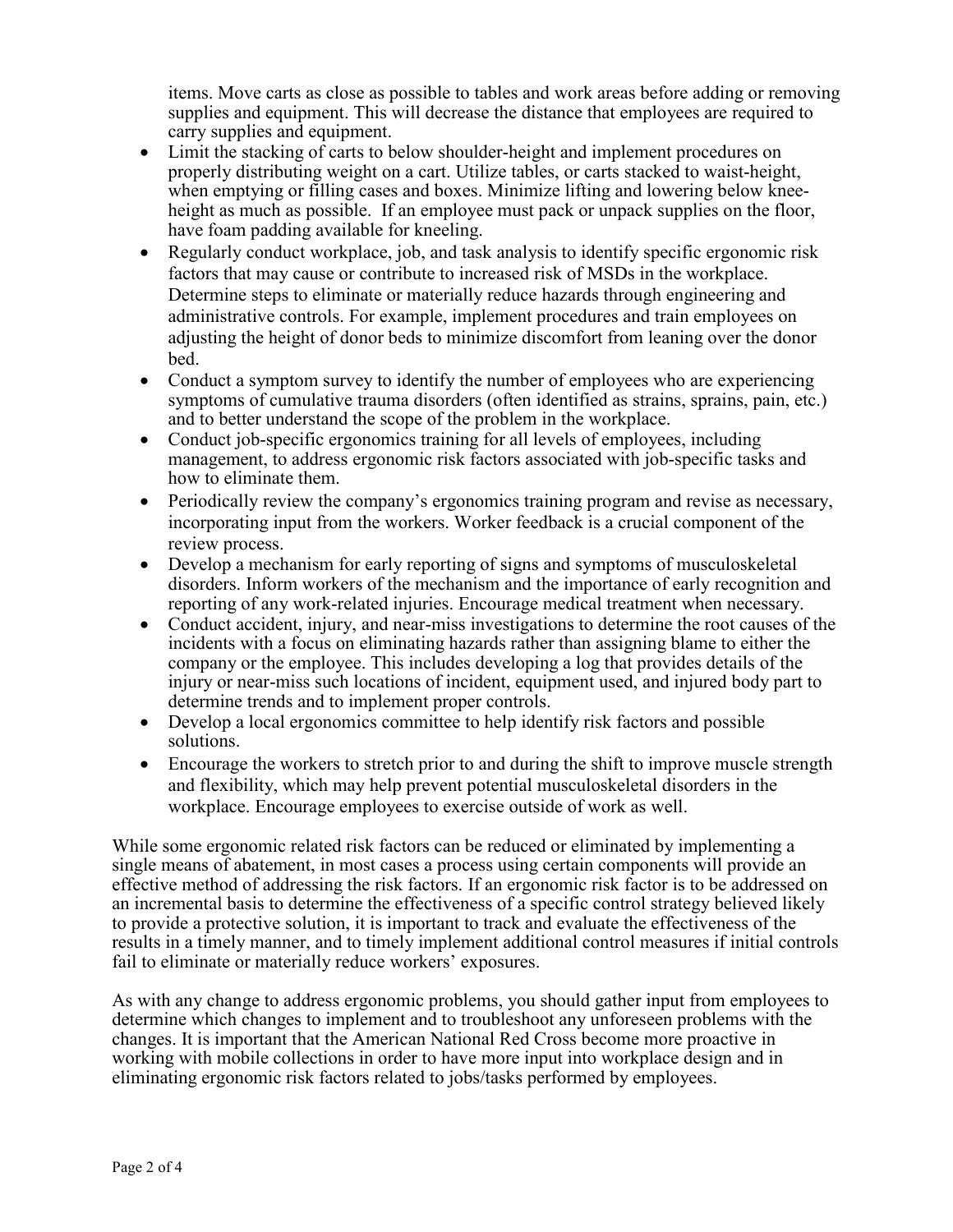items. Move carts as close as possible to tables and work areas before adding or removing supplies and equipment. This will decrease the distance that employees are required to carry supplies and equipment.

- Limit the stacking of carts to below shoulder-height and implement procedures on properly distributing weight on a cart. Utilize tables, or carts stacked to waist-height, when emptying or filling cases and boxes. Minimize lifting and lowering below knee-height as much as possible. If an employee must pack or unpack supplies on the floor, have foam padding available for kneeling.
- Regularly conduct workplace, job, and task analysis to identify specific ergonomic risk factors that may cause or contribute to increased risk of MSDs in the workplace. Determine steps to eliminate or materially reduce hazards through engineering and administrative controls. For example, implement procedures and train employees on adjusting the height of donor beds to minimize discomfort from leaning over the donor bed.
- Conduct a symptom survey to identify the number of employees who are experiencing symptoms of cumulative trauma disorders (often identified as strains, sprains, pain, etc.) and to better understand the scope of the problem in the workplace.
- Conduct job-specific ergonomics training for all levels of employees, including management, to address ergonomic risk factors associated with job-specific tasks and how to eliminate them.
- Periodically review the company's ergonomics training program and revise as necessary, incorporating input from the workers. Worker feedback is a crucial component of the review process.
- Develop a mechanism for early reporting of signs and symptoms of musculoskeletal disorders. Inform workers of the mechanism and the importance of early recognition and reporting of any work-related injuries. Encourage medical treatment when necessary.
- Conduct accident, injury, and near-miss investigations to determine the root causes of the incidents with a focus on eliminating hazards rather than assigning blame to either the company or the employee. This includes developing a log that provides details of the injury or near-miss such locations of incident, equipment used, and injured body part to determine trends and to implement proper controls.
- Develop a local ergonomics committee to help identify risk factors and possible solutions.
- Encourage the workers to stretch prior to and during the shift to improve muscle strength and flexibility, which may help prevent potential musculoskeletal disorders in the workplace. Encourage employees to exercise outside of work as well.

While some ergonomic related risk factors can be reduced or eliminated by implementing a single means of abatement, in most cases a process using certain components will provide an effective method of addressing the risk factors. If an ergonomic risk factor is to be addressed on an incremental basis to determine the effectiveness of a specific control strategy believed likely to provide a protective solution, it is important to track and evaluate the effectiveness of the results in a timely manner, and to timely implement additional control measures if initial controls fail to eliminate or materially reduce workers' exposures.

As with any change to address ergonomic problems, you should gather input from employees to determine which changes to implement and to troubleshoot any unforeseen problems with the changes. It is important that the American National Red Cross become more proactive in working with mobile collections in order to have more input into workplace design and in eliminating ergonomic risk factors related to jobs/tasks performed by employees.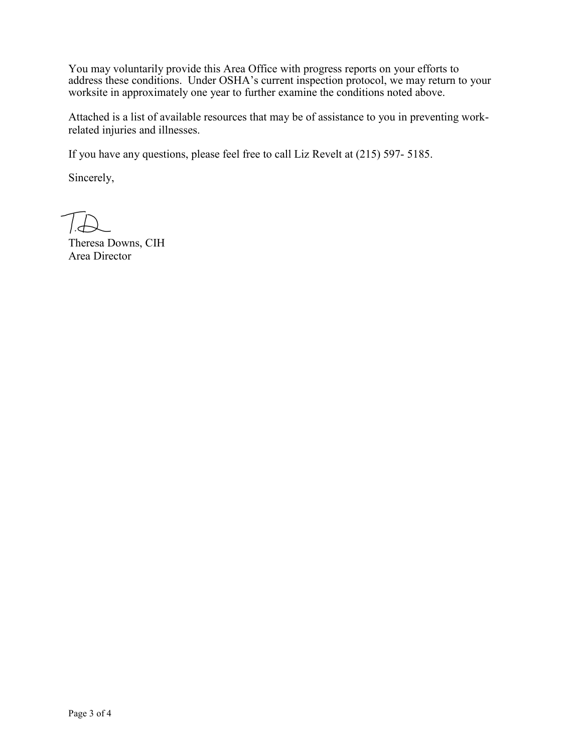You may voluntarily provide this Area Office with progress reports on your efforts to address these conditions. Under OSHA's current inspection protocol, we may return to your worksite in approximately one year to further examine the conditions noted above.

Attached is a list of available resources that may be of assistance to you in preventing work-related injuries and illnesses.

If you have any questions, please feel free to call Liz Revelt at (215) 597- 5185.

Sincerely,

Theresa Downs, CIH
Area Director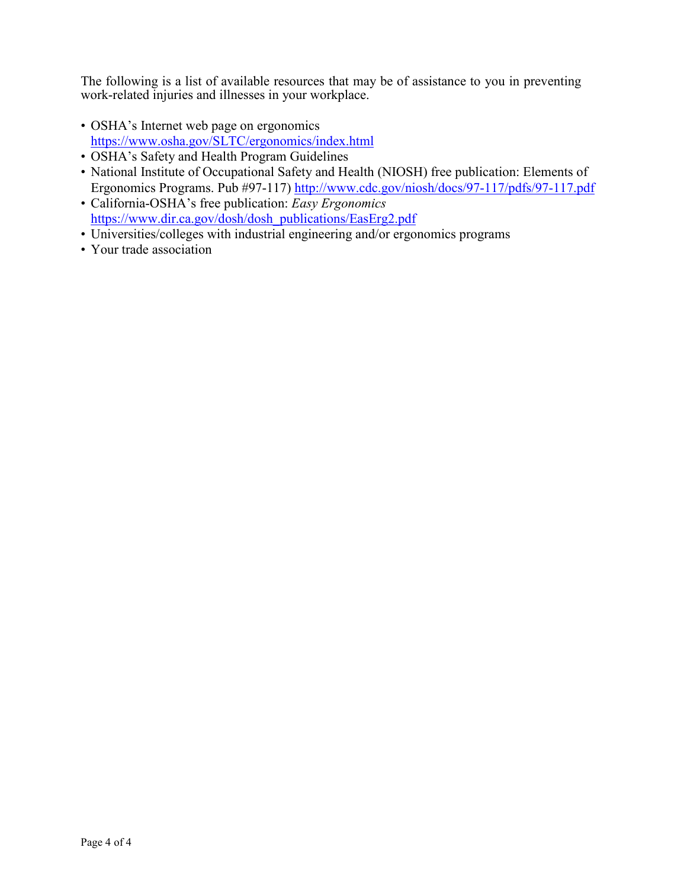The following is a list of available resources that may be of assistance to you in preventing work-related injuries and illnesses in your workplace.

- OSHA's Internet web page on ergonomics https://www.osha.gov/SLTC/ergonomics/index.html
- OSHA's Safety and Health Program Guidelines
- National Institute of Occupational Safety and Health (NIOSH) free publication: Elements of Ergonomics Programs. Pub #97-117) http://www.cdc.gov/niosh/docs/97-117/pdfs/97-117.pdf
- California-OSHA's free publication: *Easy Ergonomics* https://www.dir.ca.gov/dosh/dosh_publications/EasErg2.pdf
- Universities/colleges with industrial engineering and/or ergonomics programs
- Your trade association